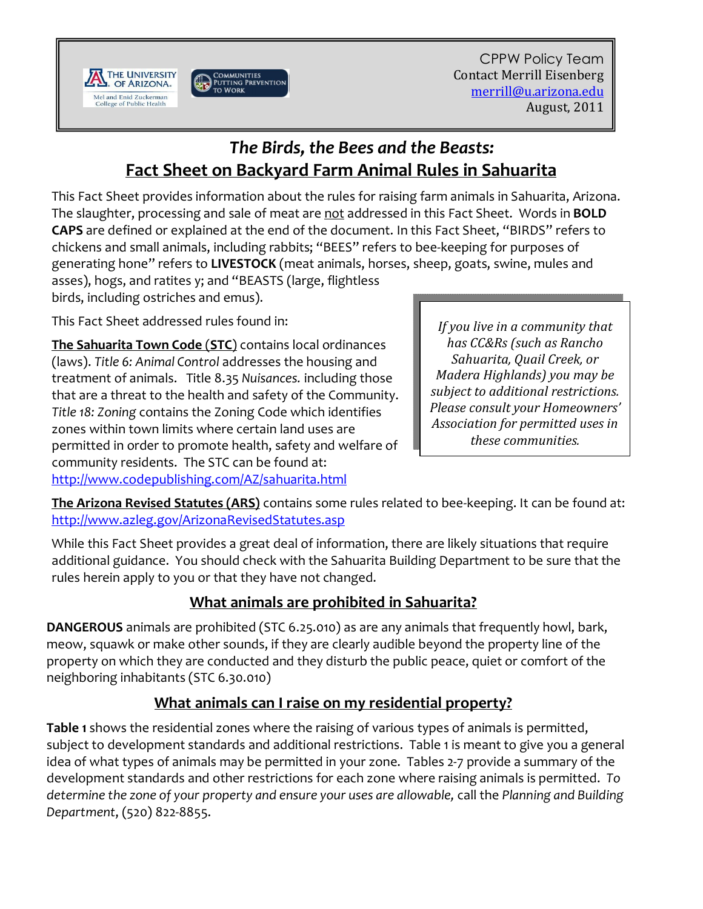CPPW Policy Team
Contact Merrill Eisenberg
merrill@u.arizona.edu
August, 2011

# *The Birds, the Bees and the Beasts:*
# Fact Sheet on Backyard Farm Animal Rules in Sahuarita

This Fact Sheet provides information about the rules for raising farm animals in Sahuarita, Arizona. The slaughter, processing and sale of meat are not addressed in this Fact Sheet. Words in **BOLD CAPS** are defined or explained at the end of the document. In this Fact Sheet, "BIRDS" refers to chickens and small animals, including rabbits; "BEES" refers to bee-keeping for purposes of generating hone" refers to **LIVESTOCK** (meat animals, horses, sheep, goats, swine, mules and asses), hogs, and ratites y; and "BEASTS (large, flightless birds, including ostriches and emus).

This Fact Sheet addressed rules found in:

**The Sahuarita Town Code (STC)** contains local ordinances (laws). *Title 6: Animal Control* addresses the housing and treatment of animals. Title 8.35 *Nuisances.* including those that are a threat to the health and safety of the Community. *Title 18: Zoning* contains the Zoning Code which identifies zones within town limits where certain land uses are permitted in order to promote health, safety and welfare of community residents. The STC can be found at: http://www.codepublishing.com/AZ/sahuarita.html

> *If you live in a community that has CC&Rs (such as Rancho Sahuarita, Quail Creek, or Madera Highlands) you may be subject to additional restrictions. Please consult your Homeowners' Association for permitted uses in these communities.*

**The Arizona Revised Statutes (ARS)** contains some rules related to bee-keeping. It can be found at: http://www.azleg.gov/ArizonaRevisedStatutes.asp

While this Fact Sheet provides a great deal of information, there are likely situations that require additional guidance. You should check with the Sahuarita Building Department to be sure that the rules herein apply to you or that they have not changed.

## What animals are prohibited in Sahuarita?

**DANGEROUS** animals are prohibited (STC 6.25.010) as are any animals that frequently howl, bark, meow, squawk or make other sounds, if they are clearly audible beyond the property line of the property on which they are conducted and they disturb the public peace, quiet or comfort of the neighboring inhabitants (STC 6.30.010)

## What animals can I raise on my residential property?

**Table 1** shows the residential zones where the raising of various types of animals is permitted, subject to development standards and additional restrictions. Table 1 is meant to give you a general idea of what types of animals may be permitted in your zone. Tables 2-7 provide a summary of the development standards and other restrictions for each zone where raising animals is permitted. *To determine the zone of your property and ensure your uses are allowable,* call the *Planning and Building Department*, (520) 822-8855.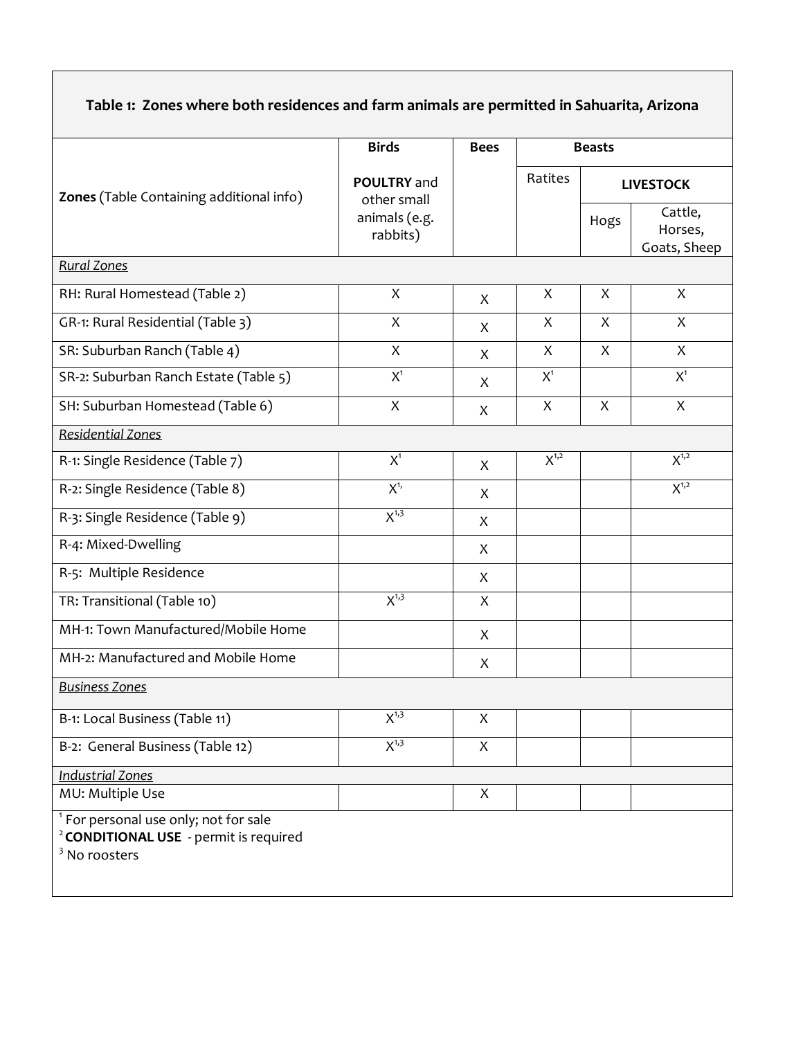**Table 1: Zones where both residences and farm animals are permitted in Sahuarita, Arizona**

| Zones (Table Containing additional info) | Birds | Bees | Beasts | | |
|---|---|---|---|---|---|
| | POULTRY and other small animals (e.g. rabbits) | | Ratites | LIVESTOCK | |
| | | | | Hogs | Cattle, Horses, Goats, Sheep |
| *Rural Zones* | | | | | |
| RH: Rural Homestead (Table 2) | X | X | X | X | X |
| GR-1: Rural Residential (Table 3) | X | X | X | X | X |
| SR: Suburban Ranch (Table 4) | X | X | X | X | X |
| SR-2: Suburban Ranch Estate (Table 5) | X[1] | X | X[1] | | X[1] |
| SH: Suburban Homestead (Table 6) | X | X | X | X | X |
| *Residential Zones* | | | | | |
| R-1: Single Residence (Table 7) | X[1] | X | X[1,2] | | X[1,2] |
| R-2: Single Residence (Table 8) | X[1,] | X | | | X[1,2] |
| R-3: Single Residence (Table 9) | X[1,3] | X | | | |
| R-4: Mixed-Dwelling | | X | | | |
| R-5: Multiple Residence | | X | | | |
| TR: Transitional (Table 10) | X[1,3] | X | | | |
| MH-1: Town Manufactured/Mobile Home | | X | | | |
| MH-2: Manufactured and Mobile Home | | X | | | |
| *Business Zones* | | | | | |
| B-1: Local Business (Table 11) | X[1,3] | X | | | |
| B-2: General Business (Table 12) | X[1,3] | X | | | |
| *Industrial Zones* | | | | | |
| MU: Multiple Use | | X | | | |

[1] For personal use only; not for sale
[2] **CONDITIONAL USE** - permit is required
[3] No roosters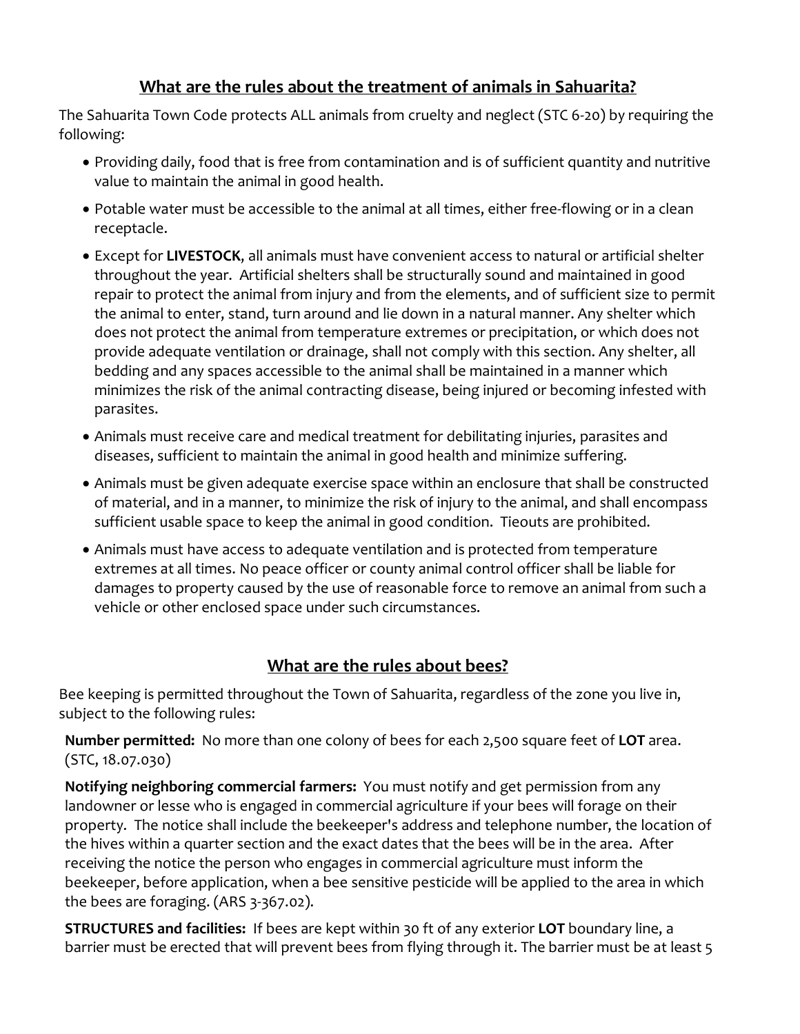## What are the rules about the treatment of animals in Sahuarita?

The Sahuarita Town Code protects ALL animals from cruelty and neglect (STC 6-20) by requiring the following:

- Providing daily, food that is free from contamination and is of sufficient quantity and nutritive value to maintain the animal in good health.
- Potable water must be accessible to the animal at all times, either free-flowing or in a clean receptacle.
- Except for **LIVESTOCK**, all animals must have convenient access to natural or artificial shelter throughout the year. Artificial shelters shall be structurally sound and maintained in good repair to protect the animal from injury and from the elements, and of sufficient size to permit the animal to enter, stand, turn around and lie down in a natural manner. Any shelter which does not protect the animal from temperature extremes or precipitation, or which does not provide adequate ventilation or drainage, shall not comply with this section. Any shelter, all bedding and any spaces accessible to the animal shall be maintained in a manner which minimizes the risk of the animal contracting disease, being injured or becoming infested with parasites.
- Animals must receive care and medical treatment for debilitating injuries, parasites and diseases, sufficient to maintain the animal in good health and minimize suffering.
- Animals must be given adequate exercise space within an enclosure that shall be constructed of material, and in a manner, to minimize the risk of injury to the animal, and shall encompass sufficient usable space to keep the animal in good condition. Tieouts are prohibited.
- Animals must have access to adequate ventilation and is protected from temperature extremes at all times. No peace officer or county animal control officer shall be liable for damages to property caused by the use of reasonable force to remove an animal from such a vehicle or other enclosed space under such circumstances.

## What are the rules about bees?

Bee keeping is permitted throughout the Town of Sahuarita, regardless of the zone you live in, subject to the following rules:

**Number permitted:** No more than one colony of bees for each 2,500 square feet of **LOT** area. (STC, 18.07.030)

**Notifying neighboring commercial farmers:** You must notify and get permission from any landowner or lesse who is engaged in commercial agriculture if your bees will forage on their property. The notice shall include the beekeeper's address and telephone number, the location of the hives within a quarter section and the exact dates that the bees will be in the area. After receiving the notice the person who engages in commercial agriculture must inform the beekeeper, before application, when a bee sensitive pesticide will be applied to the area in which the bees are foraging. (ARS 3-367.02).

**STRUCTURES and facilities:** If bees are kept within 30 ft of any exterior **LOT** boundary line, a barrier must be erected that will prevent bees from flying through it. The barrier must be at least 5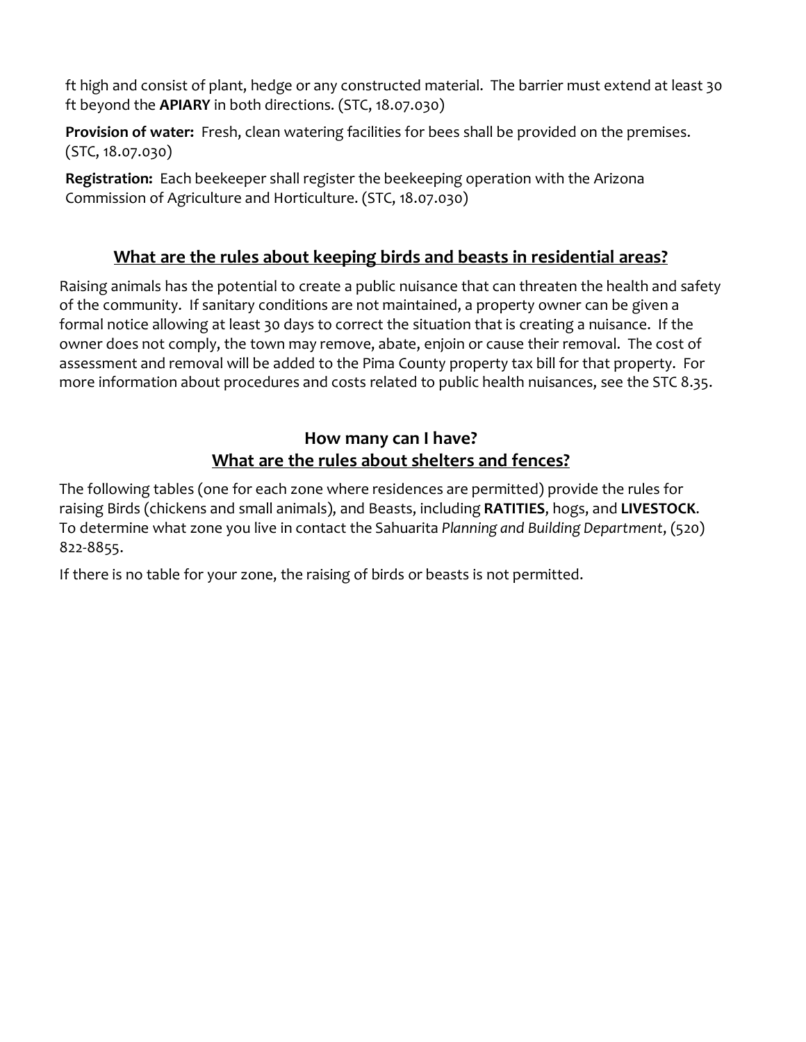ft high and consist of plant, hedge or any constructed material. The barrier must extend at least 30 ft beyond the **APIARY** in both directions. (STC, 18.07.030)

**Provision of water:** Fresh, clean watering facilities for bees shall be provided on the premises. (STC, 18.07.030)

**Registration:** Each beekeeper shall register the beekeeping operation with the Arizona Commission of Agriculture and Horticulture. (STC, 18.07.030)

## What are the rules about keeping birds and beasts in residential areas?

Raising animals has the potential to create a public nuisance that can threaten the health and safety of the community. If sanitary conditions are not maintained, a property owner can be given a formal notice allowing at least 30 days to correct the situation that is creating a nuisance. If the owner does not comply, the town may remove, abate, enjoin or cause their removal. The cost of assessment and removal will be added to the Pima County property tax bill for that property. For more information about procedures and costs related to public health nuisances, see the STC 8.35.

## How many can I have?
## What are the rules about shelters and fences?

The following tables (one for each zone where residences are permitted) provide the rules for raising Birds (chickens and small animals), and Beasts, including **RATITIES**, hogs, and **LIVESTOCK**. To determine what zone you live in contact the Sahuarita *Planning and Building Department*, (520) 822-8855.

If there is no table for your zone, the raising of birds or beasts is not permitted.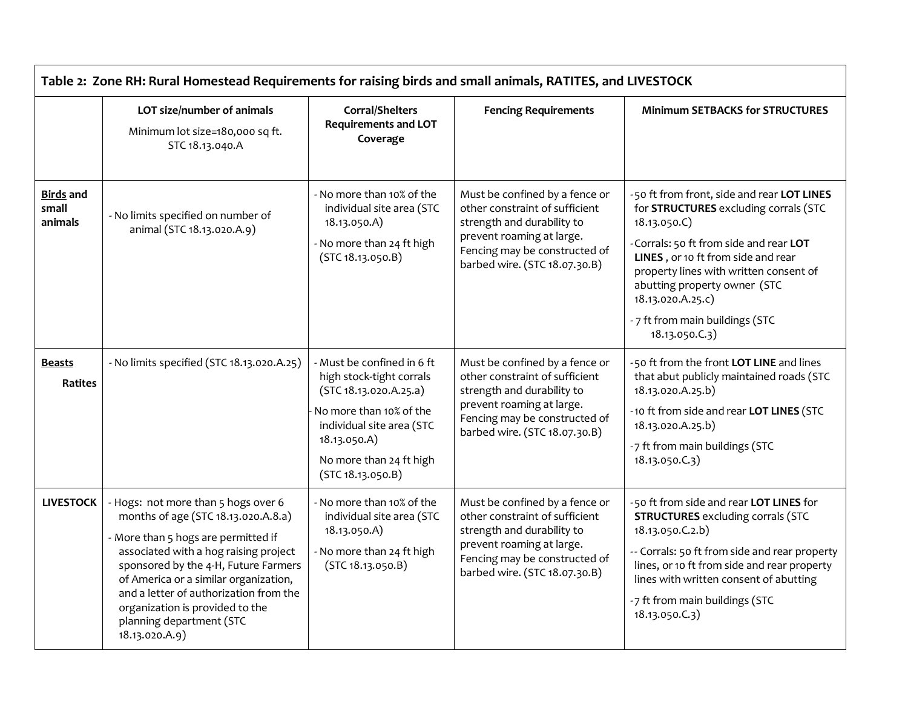| Table 2: Zone RH: Rural Homestead Requirements for raising birds and small animals, RATITES, and LIVESTOCK | | | | |
|---|---|---|---|---|
| | **LOT size/number of animals**<br>Minimum lot size=180,000 sq ft. STC 18.13.040.A | **Corral/Shelters Requirements and LOT Coverage** | **Fencing Requirements** | **Minimum SETBACKS for STRUCTURES** |
| **Birds and small animals** | - No limits specified on number of animal (STC 18.13.020.A.9) | - No more than 10% of the individual site area (STC 18.13.050.A)<br>- No more than 24 ft high (STC 18.13.050.B) | Must be confined by a fence or other constraint of sufficient strength and durability to prevent roaming at large. Fencing may be constructed of barbed wire. (STC 18.07.30.B) | -50 ft from front, side and rear **LOT LINES** for **STRUCTURES** excluding corrals (STC 18.13.050.C)<br>-Corrals: 50 ft from side and rear **LOT LINES** , or 10 ft from side and rear property lines with written consent of abutting property owner (STC 18.13.020.A.25.c)<br>- 7 ft from main buildings (STC 18.13.050.C.3) |
| **Beasts**<br>**Ratites** | - No limits specified (STC 18.13.020.A.25) | - Must be confined in 6 ft high stock-tight corrals (STC 18.13.020.A.25.a)<br>- No more than 10% of the individual site area (STC 18.13.050.A)<br>No more than 24 ft high (STC 18.13.050.B) | Must be confined by a fence or other constraint of sufficient strength and durability to prevent roaming at large. Fencing may be constructed of barbed wire. (STC 18.07.30.B) | -50 ft from the front **LOT LINE** and lines that abut publicly maintained roads (STC 18.13.020.A.25.b)<br>-10 ft from side and rear **LOT LINES** (STC 18.13.020.A.25.b)<br>-7 ft from main buildings (STC 18.13.050.C.3) |
| **LIVESTOCK** | - Hogs: not more than 5 hogs over 6 months of age (STC 18.13.020.A.8.a)<br>- More than 5 hogs are permitted if associated with a hog raising project sponsored by the 4-H, Future Farmers of America or a similar organization, and a letter of authorization from the organization is provided to the planning department (STC 18.13.020.A.9) | - No more than 10% of the individual site area (STC 18.13.050.A)<br>- No more than 24 ft high (STC 18.13.050.B) | Must be confined by a fence or other constraint of sufficient strength and durability to prevent roaming at large. Fencing may be constructed of barbed wire. (STC 18.07.30.B) | -50 ft from side and rear **LOT LINES** for **STRUCTURES** excluding corrals (STC 18.13.050.C.2.b)<br>-- Corrals: 50 ft from side and rear property lines, or 10 ft from side and rear property lines with written consent of abutting<br>-7 ft from main buildings (STC 18.13.050.C.3) |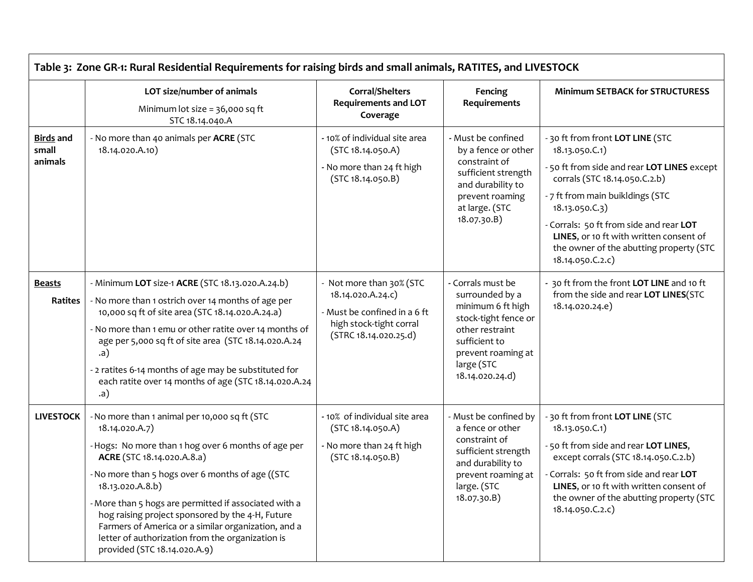| Table 3: Zone GR-1: Rural Residential Requirements for raising birds and small animals, RATITES, and LIVESTOCK | | | | |
|---|---|---|---|---|
| | LOT size/number of animals<br>Minimum lot size = 36,000 sq ft<br>STC 18.14.040.A | Corral/Shelters Requirements and LOT Coverage | Fencing Requirements | Minimum SETBACK for STRUCTURESS |
| **Birds** and small animals | - No more than 40 animals per **ACRE** (STC 18.14.020.A.10) | - 10% of individual site area (STC 18.14.050.A)<br>- No more than 24 ft high (STC 18.14.050.B) | - Must be confined by a fence or other constraint of sufficient strength and durability to prevent roaming at large. (STC 18.07.30.B) | - 30 ft from front **LOT LINE** (STC 18.13.050.C.1)<br>- 50 ft from side and rear **LOT LINES** except corrals (STC 18.14.050.C.2.b)<br>- 7 ft from main buikldings (STC 18.13.050.C.3)<br>- Corrals: 50 ft from side and rear **LOT LINES**, or 10 ft with written consent of the owner of the abutting property (STC 18.14.050.C.2.c) |
| **Beasts** Ratites | - Minimum **LOT** size-1 **ACRE** (STC 18.13.020.A.24.b)<br>- No more than 1 ostrich over 14 months of age per 10,000 sq ft of site area (STC 18.14.020.A.24.a)<br>- No more than 1 emu or other ratite over 14 months of age per 5,000 sq ft of site area (STC 18.14.020.A.24 .a)<br>- 2 ratites 6-14 months of age may be substituted for each ratite over 14 months of age (STC 18.14.020.A.24 .a) | - Not more than 30% (STC 18.14.020.A.24.c)<br>- Must be confined in a 6 ft high stock-tight corral (STRC 18.14.020.25.d) | - Corrals must be surrounded by a minimum 6 ft high stock-tight fence or other restraint sufficient to prevent roaming at large (STC 18.14.020.24.d) | - 30 ft from the front **LOT LINE** and 10 ft from the side and rear **LOT LINES**(STC 18.14.020.24.e) |
| **LIVESTOCK** | - No more than 1 animal per 10,000 sq ft (STC 18.14.020.A.7)<br>- Hogs: No more than 1 hog over 6 months of age per **ACRE** (STC 18.14.020.A.8.a)<br>- No more than 5 hogs over 6 months of age ((STC 18.13.020.A.8.b)<br>- More than 5 hogs are permitted if associated with a hog raising project sponsored by the 4-H, Future Farmers of America or a similar organization, and a letter of authorization from the organization is provided (STC 18.14.020.A.9) | - 10% of individual site area (STC 18.14.050.A)<br>- No more than 24 ft high (STC 18.14.050.B) | - Must be confined by a fence or other constraint of sufficient strength and durability to prevent roaming at large. (STC 18.07.30.B) | - 30 ft from front **LOT LINE** (STC 18.13.050.C.1)<br>- 50 ft from side and rear **LOT LINES**, except corrals (STC 18.14.050.C.2.b)<br>- Corrals: 50 ft from side and rear **LOT LINES**, or 10 ft with written consent of the owner of the abutting property (STC 18.14.050.C.2.c) |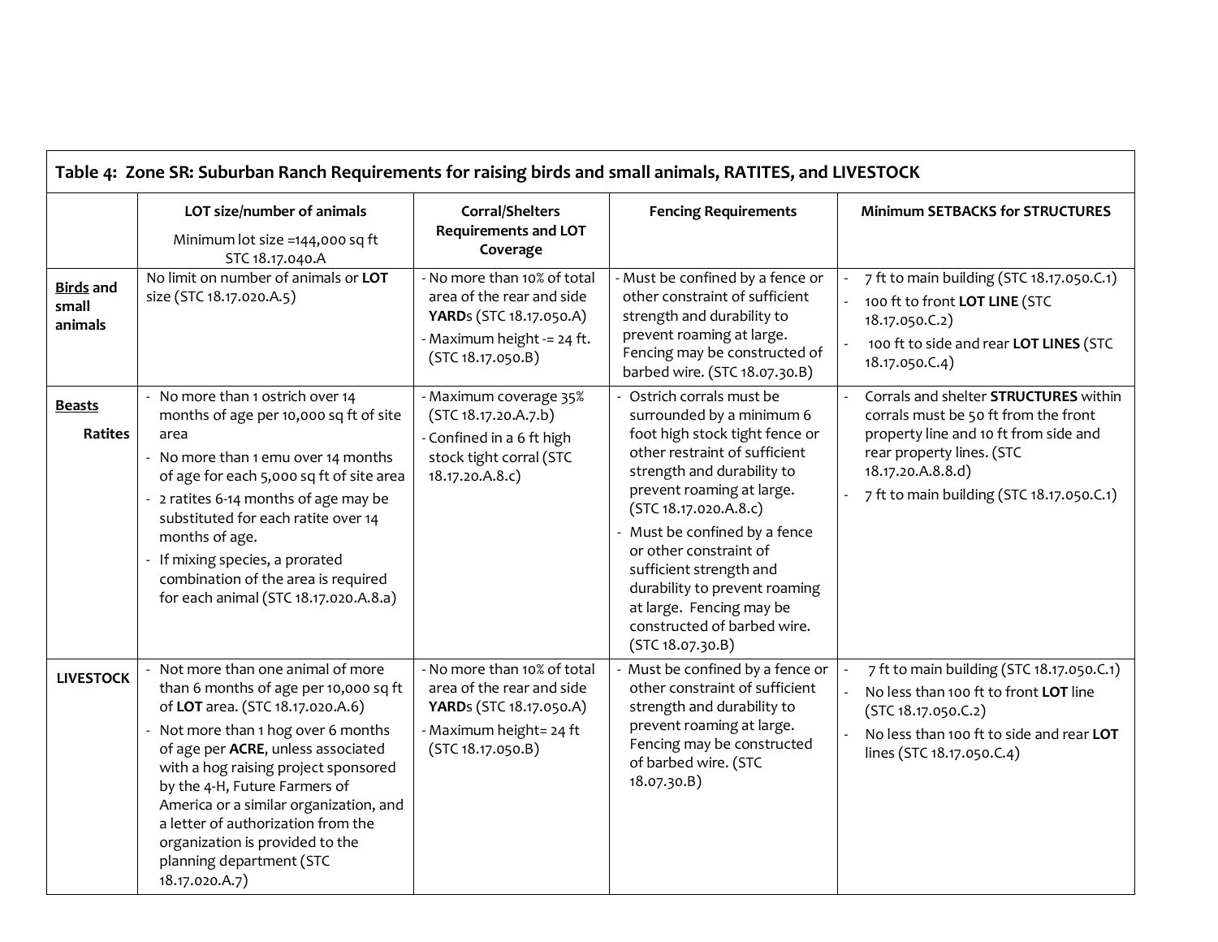| Table 4: Zone SR: Suburban Ranch Requirements for raising birds and small animals, RATITES, and LIVESTOCK | | | | |
|---|---|---|---|---|
| | **LOT size/number of animals**<br>Minimum lot size =144,000 sq ft STC 18.17.040.A | **Corral/Shelters Requirements and LOT Coverage** | **Fencing Requirements** | **Minimum SETBACKS for STRUCTURES** |
| **Birds and small animals** | No limit on number of animals or **LOT** size (STC 18.17.020.A.5) | - No more than 10% of total area of the rear and side **YARD**s (STC 18.17.050.A)<br>- Maximum height -= 24 ft. (STC 18.17.050.B) | - Must be confined by a fence or other constraint of sufficient strength and durability to prevent roaming at large. Fencing may be constructed of barbed wire. (STC 18.07.30.B) | - 7 ft to main building (STC 18.17.050.C.1)<br>- 100 ft to front **LOT LINE** (STC 18.17.050.C.2)<br>- 100 ft to side and rear **LOT LINES** (STC 18.17.050.C.4) |
| **Beasts**<br>**Ratites** | - No more than 1 ostrich over 14 months of age per 10,000 sq ft of site area<br>- No more than 1 emu over 14 months of age for each 5,000 sq ft of site area<br>- 2 ratites 6-14 months of age may be substituted for each ratite over 14 months of age.<br>- If mixing species, a prorated combination of the area is required for each animal (STC 18.17.020.A.8.a) | - Maximum coverage 35% (STC 18.17.20.A.7.b)<br>- Confined in a 6 ft high stock tight corral (STC 18.17.20.A.8.c) | - Ostrich corrals must be surrounded by a minimum 6 foot high stock tight fence or other restraint of sufficient strength and durability to prevent roaming at large. (STC 18.17.020.A.8.c)<br>- Must be confined by a fence or other constraint of sufficient strength and durability to prevent roaming at large. Fencing may be constructed of barbed wire. (STC 18.07.30.B) | - Corrals and shelter **STRUCTURES** within corrals must be 50 ft from the front property line and 10 ft from side and rear property lines. (STC 18.17.20.A.8.8.d)<br>- 7 ft to main building (STC 18.17.050.C.1) |
| **LIVESTOCK** | - Not more than one animal of more than 6 months of age per 10,000 sq ft of **LOT** area. (STC 18.17.020.A.6)<br>- Not more than 1 hog over 6 months of age per **ACRE,** unless associated with a hog raising project sponsored by the 4-H, Future Farmers of America or a similar organization, and a letter of authorization from the organization is provided to the planning department (STC 18.17.020.A.7) | - No more than 10% of total area of the rear and side **YARD**s (STC 18.17.050.A)<br>- Maximum height= 24 ft (STC 18.17.050.B) | - Must be confined by a fence or other constraint of sufficient strength and durability to prevent roaming at large. Fencing may be constructed of barbed wire. (STC 18.07.30.B) | - 7 ft to main building (STC 18.17.050.C.1)<br>- No less than 100 ft to front **LOT** line (STC 18.17.050.C.2)<br>- No less than 100 ft to side and rear **LOT** lines (STC 18.17.050.C.4) |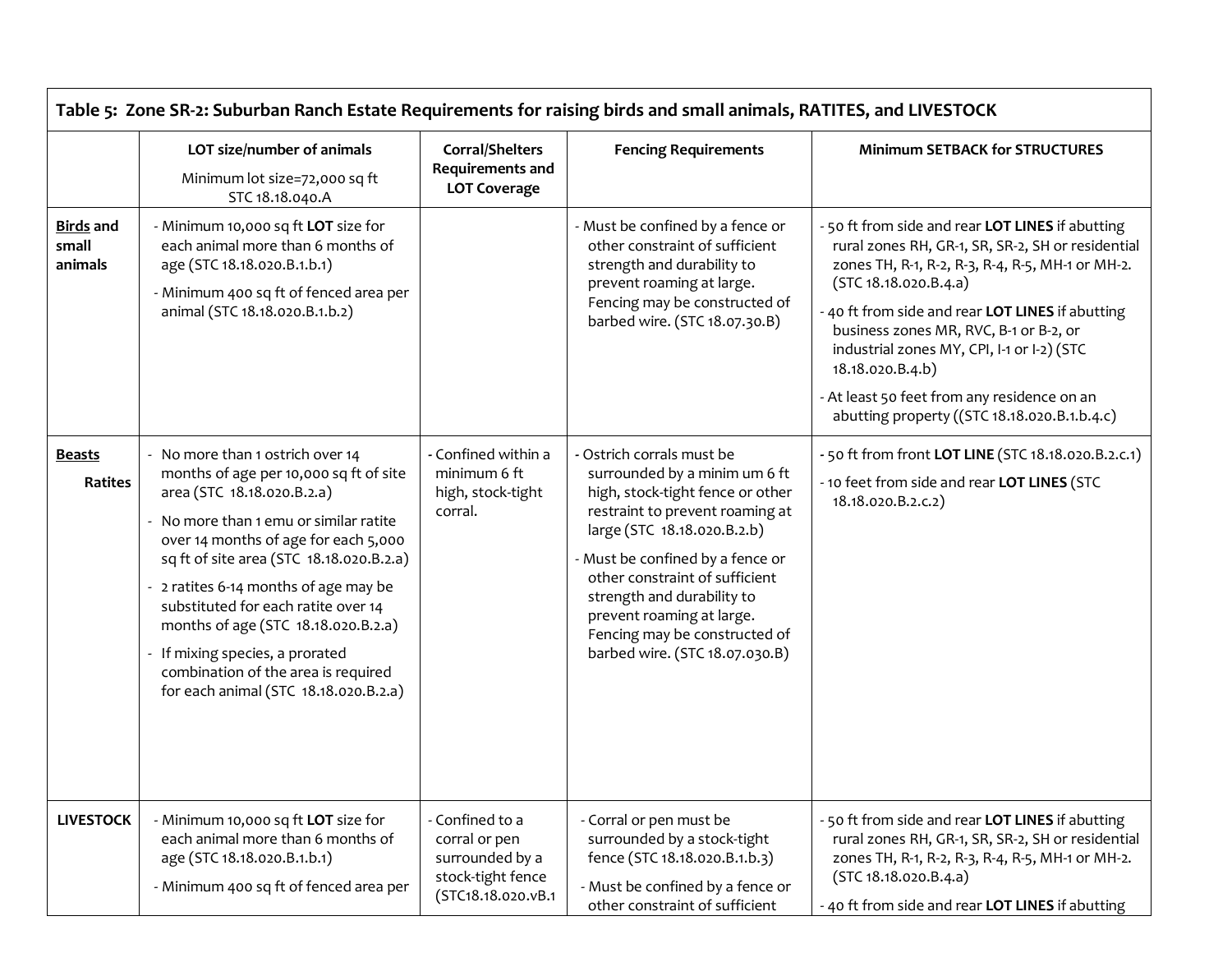| Table 5: Zone SR-2: Suburban Ranch Estate Requirements for raising birds and small animals, RATITES, and LIVESTOCK | | | | |
|---|---|---|---|---|
| | **LOT size/number of animals**<br>Minimum lot size=72,000 sq ft STC 18.18.040.A | **Corral/Shelters Requirements and LOT Coverage** | **Fencing Requirements** | **Minimum SETBACK for STRUCTURES** |
| **<u>Birds</u> and small animals** | - Minimum 10,000 sq ft **LOT** size for each animal more than 6 months of age (STC 18.18.020.B.1.b.1)<br>- Minimum 400 sq ft of fenced area per animal (STC 18.18.020.B.1.b.2) | | - Must be confined by a fence or other constraint of sufficient strength and durability to prevent roaming at large. Fencing may be constructed of barbed wire. (STC 18.07.30.B) | - 50 ft from side and rear **LOT LINES** if abutting rural zones RH, GR-1, SR, SR-2, SH or residential zones TH, R-1, R-2, R-3, R-4, R-5, MH-1 or MH-2. (STC 18.18.020.B.4.a)<br>- 40 ft from side and rear **LOT LINES** if abutting business zones MR, RVC, B-1 or B-2, or industrial zones MY, CPI, I-1 or I-2) (STC 18.18.020.B.4.b)<br>- At least 50 feet from any residence on an abutting property ((STC 18.18.020.B.1.b.4.c) |
| **<u>Beasts</u>**<br>**Ratites** | - No more than 1 ostrich over 14 months of age per 10,000 sq ft of site area (STC 18.18.020.B.2.a)<br>- No more than 1 emu or similar ratite over 14 months of age for each 5,000 sq ft of site area (STC 18.18.020.B.2.a)<br>- 2 ratites 6-14 months of age may be substituted for each ratite over 14 months of age (STC 18.18.020.B.2.a)<br>- If mixing species, a prorated combination of the area is required for each animal (STC 18.18.020.B.2.a) | - Confined within a minimum 6 ft high, stock-tight corral. | - Ostrich corrals must be surrounded by a minim um 6 ft high, stock-tight fence or other restraint to prevent roaming at large (STC 18.18.020.B.2.b)<br>- Must be confined by a fence or other constraint of sufficient strength and durability to prevent roaming at large. Fencing may be constructed of barbed wire. (STC 18.07.030.B) | - 50 ft from front **LOT LINE** (STC 18.18.020.B.2.c.1)<br>- 10 feet from side and rear **LOT LINES** (STC 18.18.020.B.2.c.2) |
| **LIVESTOCK** | - Minimum 10,000 sq ft **LOT** size for each animal more than 6 months of age (STC 18.18.020.B.1.b.1)<br>- Minimum 400 sq ft of fenced area per | - Confined to a corral or pen surrounded by a stock-tight fence (STC18.18.020.vB.1 | - Corral or pen must be surrounded by a stock-tight fence (STC 18.18.020.B.1.b.3)<br>- Must be confined by a fence or other constraint of sufficient | - 50 ft from side and rear **LOT LINES** if abutting rural zones RH, GR-1, SR, SR-2, SH or residential zones TH, R-1, R-2, R-3, R-4, R-5, MH-1 or MH-2. (STC 18.18.020.B.4.a)<br>- 40 ft from side and rear **LOT LINES** if abutting |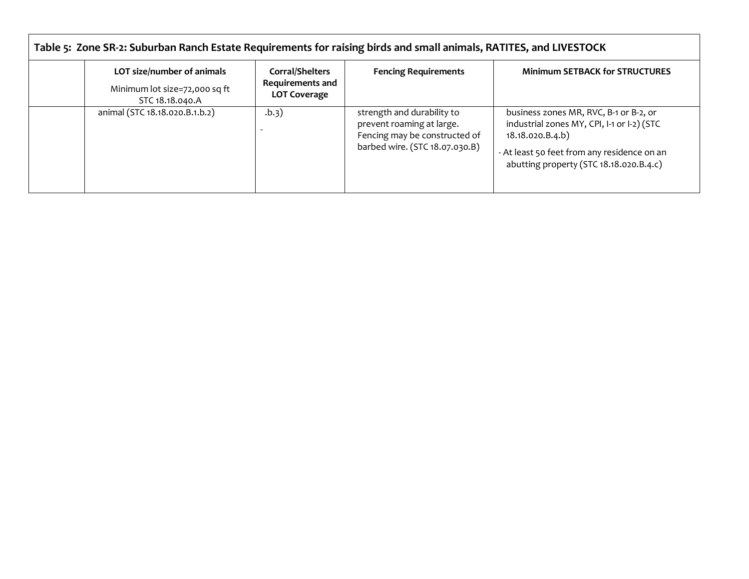| Table 5: Zone SR-2: Suburban Ranch Estate Requirements for raising birds and small animals, RATITES, and LIVESTOCK | | | | |
|---|---|---|---|---|
| | **LOT size/number of animals**<br>Minimum lot size=72,000 sq ft STC 18.18.040.A | **Corral/Shelters Requirements and LOT Coverage** | **Fencing Requirements** | **Minimum SETBACK for STRUCTURES** |
| | animal (STC 18.18.020.B.1.b.2) | .b.3)<br>- | strength and durability to prevent roaming at large. Fencing may be constructed of barbed wire. (STC 18.07.030.B) | business zones MR, RVC, B-1 or B-2, or industrial zones MY, CPI, I-1 or I-2) (STC 18.18.020.B.4.b)<br>- At least 50 feet from any residence on an abutting property (STC 18.18.020.B.4.c) |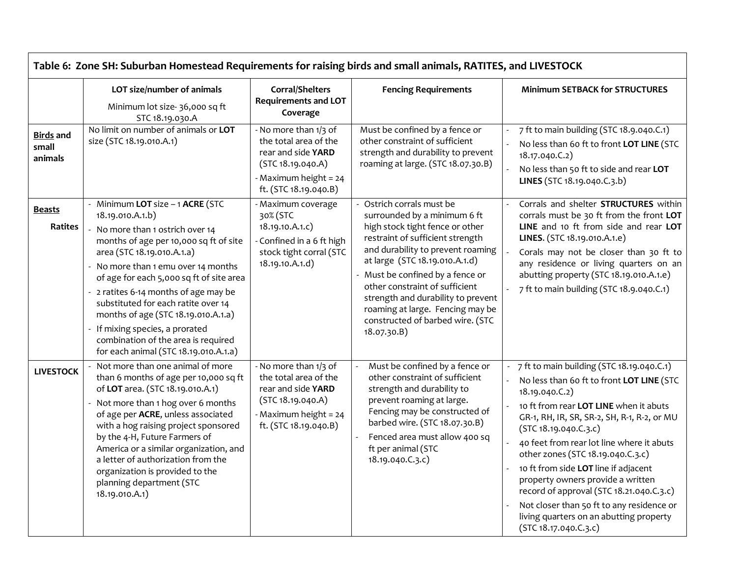| **Table 6: Zone SH: Suburban Homestead Requirements for raising birds and small animals, RATITES, and LIVESTOCK** | | | | |
|---|---|---|---|---|
| | **LOT size/number of animals**<br>Minimum lot size- 36,000 sq ft STC 18.19.030.A | **Corral/Shelters Requirements and LOT Coverage** | **Fencing Requirements** | **Minimum SETBACK for STRUCTURES** |
| **Birds** and small animals | No limit on number of animals or **LOT** size (STC 18.19.010.A.1) | - No more than 1/3 of the total area of the rear and side **YARD** (STC 18.19.040.A)<br>- Maximum height = 24 ft. (STC 18.19.040.B) | Must be confined by a fence or other constraint of sufficient strength and durability to prevent roaming at large. (STC 18.07.30.B) | - 7 ft to main building (STC 18.9.040.C.1)<br>- No less than 60 ft to front **LOT LINE** (STC 18.17.040.C.2)<br>- No less than 50 ft to side and rear **LOT LINES** (STC 18.19.040.C.3.b) |
| **Beasts** Ratites | - Minimum **LOT** size – 1 **ACRE** (STC 18.19.010.A.1.b)<br>- No more than 1 ostrich over 14 months of age per 10,000 sq ft of site area (STC 18.19.010.A.1.a)<br>- No more than 1 emu over 14 months of age for each 5,000 sq ft of site area<br>- 2 ratites 6-14 months of age may be substituted for each ratite over 14 months of age (STC 18.19.010.A.1.a)<br>- If mixing species, a prorated combination of the area is required for each animal (STC 18.19.010.A.1.a) | - Maximum coverage 30% (STC 18.19.10.A.1.c)<br>- Confined in a 6 ft high stock tight corral (STC 18.19.10.A.1.d) | - Ostrich corrals must be surrounded by a minimum 6 ft high stock tight fence or other restraint of sufficient strength and durability to prevent roaming at large (STC 18.19.010.A.1.d)<br>- Must be confined by a fence or other constraint of sufficient strength and durability to prevent roaming at large. Fencing may be constructed of barbed wire. (STC 18.07.30.B) | - Corrals and shelter **STRUCTURES** within corrals must be 30 ft from the front **LOT LINE** and 10 ft from side and rear **LOT LINES**. (STC 18.19.010.A.1.e)<br>- Corals may not be closer than 30 ft to any residence or living quarters on an abutting property (STC 18.19.010.A.1.e)<br>- 7 ft to main building (STC 18.9.040.C.1) |
| **LIVESTOCK** | - Not more than one animal of more than 6 months of age per 10,000 sq ft of **LOT** area. (STC 18.19.010.A.1)<br>- Not more than 1 hog over 6 months of age per **ACRE**, unless associated with a hog raising project sponsored by the 4-H, Future Farmers of America or a similar organization, and a letter of authorization from the organization is provided to the planning department (STC 18.19.010.A.1) | - No more than 1/3 of the total area of the rear and side **YARD** (STC 18.19.040.A)<br>- Maximum height = 24 ft. (STC 18.19.040.B) | - Must be confined by a fence or other constraint of sufficient strength and durability to prevent roaming at large. Fencing may be constructed of barbed wire. (STC 18.07.30.B)<br>- Fenced area must allow 400 sq ft per animal (STC 18.19.040.C.3.c) | - 7 ft to main building (STC 18.19.040.C.1)<br>- No less than 60 ft to front **LOT LINE** (STC 18.19.040.C.2)<br>- 10 ft from rear **LOT LINE** when it abuts GR-1, RH, IR, SR, SR-2, SH, R-1, R-2, or MU (STC 18.19.040.C.3.c)<br>- 40 feet from rear lot line where it abuts other zones (STC 18.19.040.C.3.c)<br>- 10 ft from side **LOT** line if adjacent property owners provide a written record of approval (STC 18.21.040.C.3.c)<br>- Not closer than 50 ft to any residence or living quarters on an abutting property (STC 18.17.040.C.3.c) |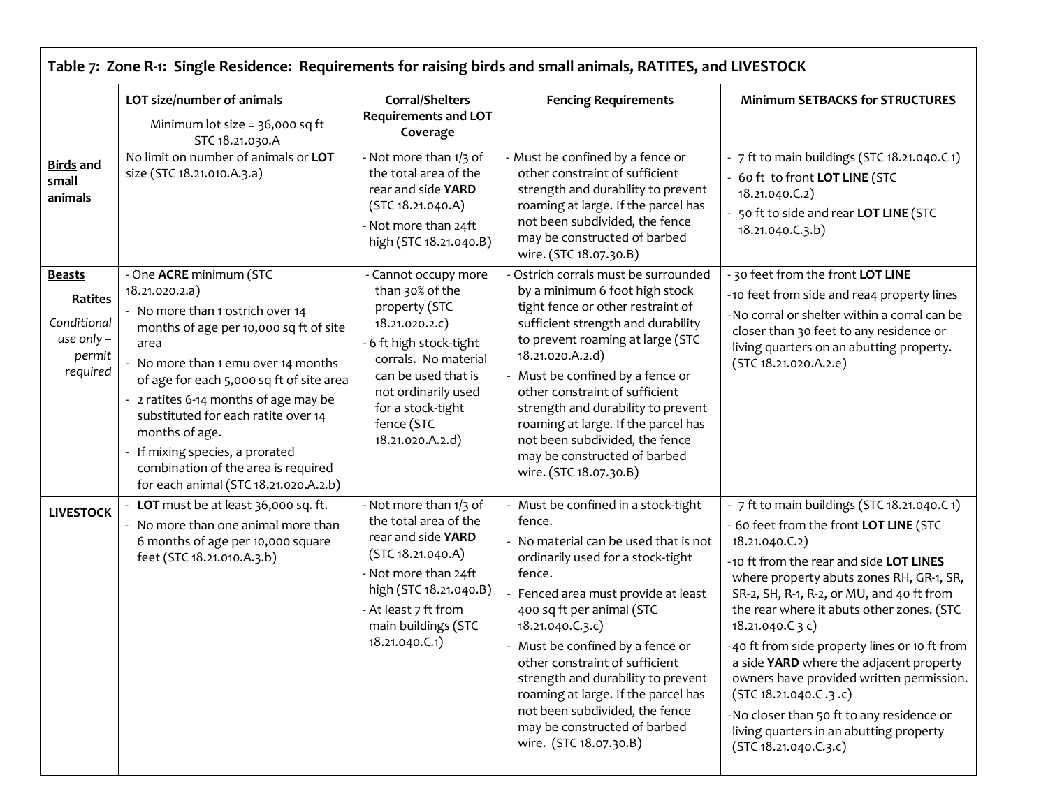| Table 7: Zone R-1: Single Residence: Requirements for raising birds and small animals, RATITES, and LIVESTOCK | | | | |
|---|---|---|---|---|
| | **LOT size/number of animals**<br>Minimum lot size = 36,000 sq ft STC 18.21.030.A | **Corral/Shelters Requirements and LOT Coverage** | **Fencing Requirements** | **Minimum SETBACKS for STRUCTURES** |
| **Birds and small animals** | No limit on number of animals or **LOT** size (STC 18.21.010.A.3.a) | - Not more than 1/3 of the total area of the rear and side **YARD** (STC 18.21.040.A)<br>- Not more than 24ft high (STC 18.21.040.B) | - Must be confined by a fence or other constraint of sufficient strength and durability to prevent roaming at large. If the parcel has not been subdivided, the fence may be constructed of barbed wire. (STC 18.07.30.B) | - 7 ft to main buildings (STC 18.21.040.C 1)<br>- 60 ft to front **LOT LINE** (STC 18.21.040.C.2)<br>- 50 ft to side and rear **LOT LINE** (STC 18.21.040.C.3.b) |
| **Beasts**<br>**Ratites**<br>*Conditional use only – permit required* | - One **ACRE** minimum (STC 18.21.020.2.a)<br>- No more than 1 ostrich over 14 months of age per 10,000 sq ft of site area<br>- No more than 1 emu over 14 months of age for each 5,000 sq ft of site area<br>- 2 ratites 6-14 months of age may be substituted for each ratite over 14 months of age.<br>- If mixing species, a prorated combination of the area is required for each animal (STC 18.21.020.A.2.b) | - Cannot occupy more than 30% of the property (STC 18.21.020.2.c)<br>- 6 ft high stock-tight corrals. No material can be used that is not ordinarily used for a stock-tight fence (STC 18.21.020.A.2.d) | - Ostrich corrals must be surrounded by a minimum 6 foot high stock tight fence or other restraint of sufficient strength and durability to prevent roaming at large (STC 18.21.020.A.2.d)<br>- Must be confined by a fence or other constraint of sufficient strength and durability to prevent roaming at large. If the parcel has not been subdivided, the fence may be constructed of barbed wire. (STC 18.07.30.B) | - 30 feet from the front **LOT LINE**<br>- 10 feet from side and rea4 property lines<br>- No corral or shelter within a corral can be closer than 30 feet to any residence or living quarters on an abutting property. (STC 18.21.020.A.2.e) |
| **LIVESTOCK** | - **LOT** must be at least 36,000 sq. ft.<br>- No more than one animal more than 6 months of age per 10,000 square feet (STC 18.21.010.A.3.b) | - Not more than 1/3 of the total area of the rear and side **YARD** (STC 18.21.040.A)<br>- Not more than 24ft high (STC 18.21.040.B)<br>- At least 7 ft from main buildings (STC 18.21.040.C.1) | - Must be confined in a stock-tight fence.<br>- No material can be used that is not ordinarily used for a stock-tight fence.<br>- Fenced area must provide at least 400 sq ft per animal (STC 18.21.040.C.3.c)<br>- Must be confined by a fence or other constraint of sufficient strength and durability to prevent roaming at large. If the parcel has not been subdivided, the fence may be constructed of barbed wire. (STC 18.07.30.B) | - 7 ft to main buildings (STC 18.21.040.C 1)<br>- 60 feet from the front **LOT LINE** (STC 18.21.040.C.2)<br>- 10 ft from the rear and side **LOT LINES** where property abuts zones RH, GR-1, SR, SR-2, SH, R-1, R-2, or MU, and 40 ft from the rear where it abuts other zones. (STC 18.21.040.C 3 c)<br>- 40 ft from side property lines or 10 ft from a side **YARD** where the adjacent property owners have provided written permission. (STC 18.21.040.C .3 .c)<br>- No closer than 50 ft to any residence or living quarters in an abutting property (STC 18.21.040.C.3.c) |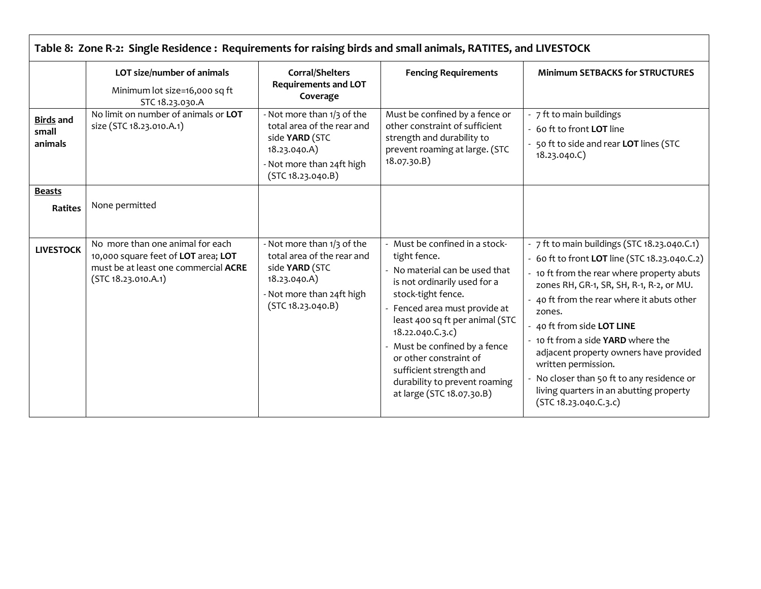| Table 8: Zone R-2: Single Residence : Requirements for raising birds and small animals, RATITES, and LIVESTOCK | | | | |
|---|---|---|---|---|
| | **LOT size/number of animals**<br>Minimum lot size=16,000 sq ft STC 18.23.030.A | **Corral/Shelters Requirements and LOT Coverage** | **Fencing Requirements** | **Minimum SETBACKS for STRUCTURES** |
| **Birds and small animals** | No limit on number of animals or **LOT** size (STC 18.23.010.A.1) | - Not more than 1/3 of the total area of the rear and side **YARD** (STC 18.23.040.A)<br>- Not more than 24ft high (STC 18.23.040.B) | Must be confined by a fence or other constraint of sufficient strength and durability to prevent roaming at large. (STC 18.07.30.B) | - 7 ft to main buildings<br>- 60 ft to front **LOT** line<br>- 50 ft to side and rear **LOT** lines (STC 18.23.040.C) |
| **Beasts**<br>**Ratites** | None permitted | | | |
| **LIVESTOCK** | No more than one animal for each 10,000 square feet of **LOT** area; **LOT** must be at least one commercial **ACRE** (STC 18.23.010.A.1) | - Not more than 1/3 of the total area of the rear and side **YARD** (STC 18.23.040.A)<br>- Not more than 24ft high (STC 18.23.040.B) | - Must be confined in a stock-tight fence.<br>- No material can be used that is not ordinarily used for a stock-tight fence.<br>- Fenced area must provide at least 400 sq ft per animal (STC 18.22.040.C.3.c)<br>- Must be confined by a fence or other constraint of sufficient strength and durability to prevent roaming at large (STC 18.07.30.B) | - 7 ft to main buildings (STC 18.23.040.C.1)<br>- 60 ft to front **LOT** line (STC 18.23.040.C.2)<br>- 10 ft from the rear where property abuts zones RH, GR-1, SR, SH, R-1, R-2, or MU.<br>- 40 ft from the rear where it abuts other zones.<br>- 40 ft from side **LOT LINE**<br>- 10 ft from a side **YARD** where the adjacent property owners have provided written permission.<br>- No closer than 50 ft to any residence or living quarters in an abutting property (STC 18.23.040.C.3.c) |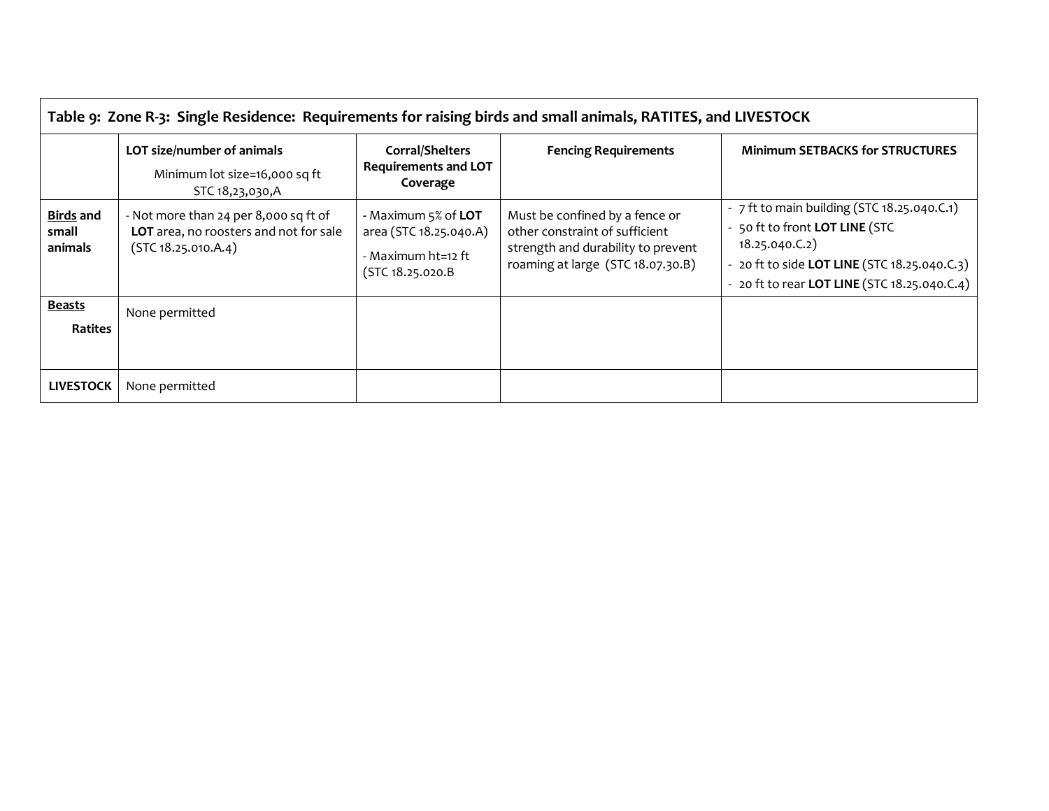| Table 9: Zone R-3: Single Residence: Requirements for raising birds and small animals, RATITES, and LIVESTOCK | | | | |
|---|---|---|---|---|
| | **LOT size/number of animals**<br>Minimum lot size=16,000 sq ft<br>STC 18,23,030,A | **Corral/Shelters Requirements and LOT Coverage** | **Fencing Requirements** | **Minimum SETBACKS for STRUCTURES** |
| **Birds and small animals** | - Not more than 24 per 8,000 sq ft of **LOT** area, no roosters and not for sale (STC 18.25.010.A.4) | - Maximum 5% of **LOT** area (STC 18.25.040.A)<br>- Maximum ht=12 ft (STC 18.25.020.B | Must be confined by a fence or other constraint of sufficient strength and durability to prevent roaming at large (STC 18.07.30.B) | - 7 ft to main building (STC 18.25.040.C.1)<br>- 50 ft to front **LOT LINE** (STC 18.25.040.C.2)<br>- 20 ft to side **LOT LINE** (STC 18.25.040.C.3)<br>- 20 ft to rear **LOT LINE** (STC 18.25.040.C.4) |
| **Beasts**<br>**Ratites** | None permitted | | | |
| **LIVESTOCK** | None permitted | | | |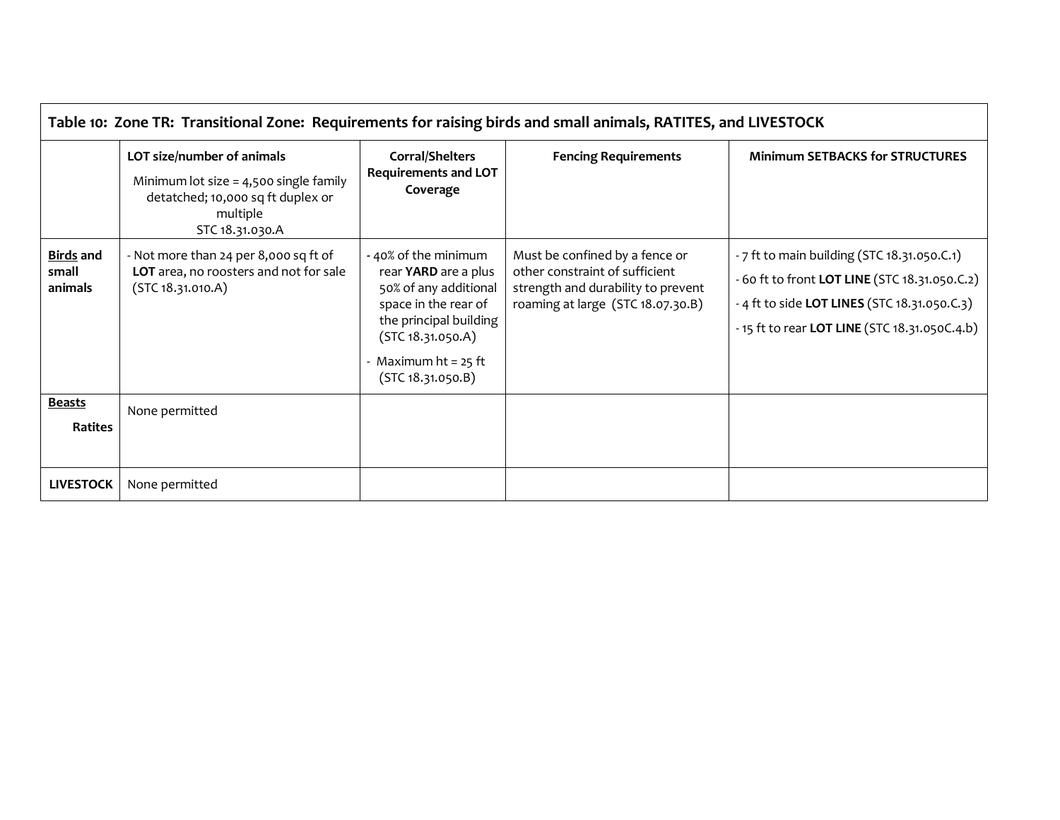| Table 10: Zone TR: Transitional Zone: Requirements for raising birds and small animals, RATITES, and LIVESTOCK | | | | |
|---|---|---|---|---|
| | **LOT size/number of animals**<br>Minimum lot size = 4,500 single family detatched; 10,000 sq ft duplex or multiple<br>STC 18.31.030.A | **Corral/Shelters Requirements and LOT Coverage** | **Fencing Requirements** | **Minimum SETBACKS for STRUCTURES** |
| **Birds and small animals** | - Not more than 24 per 8,000 sq ft of **LOT** area, no roosters and not for sale (STC 18.31.010.A) | - 40% of the minimum rear **YARD** are a plus 50% of any additional space in the rear of the principal building (STC 18.31.050.A)<br>- Maximum ht = 25 ft (STC 18.31.050.B) | Must be confined by a fence or other constraint of sufficient strength and durability to prevent roaming at large (STC 18.07.30.B) | - 7 ft to main building (STC 18.31.050.C.1)<br>- 60 ft to front **LOT LINE** (STC 18.31.050.C.2)<br>- 4 ft to side **LOT LINES** (STC 18.31.050.C.3)<br>- 15 ft to rear **LOT LINE** (STC 18.31.050C.4.b) |
| **Beasts**<br>**Ratites** | None permitted | | | |
| **LIVESTOCK** | None permitted | | | |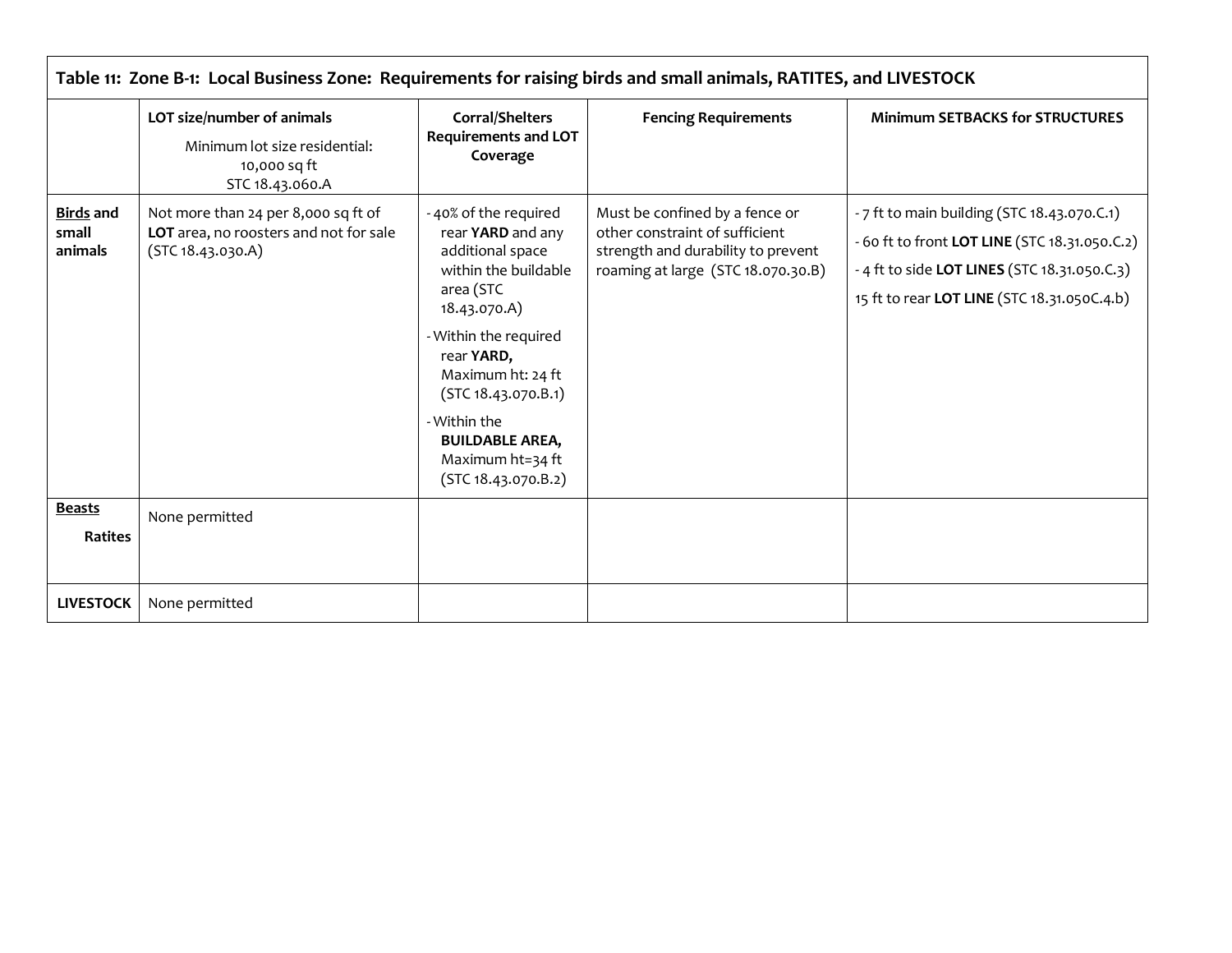| Table 11: Zone B-1: Local Business Zone: Requirements for raising birds and small animals, RATITES, and LIVESTOCK | | | | |
|---|---|---|---|---|
| | **LOT size/number of animals**<br>Minimum lot size residential: 10,000 sq ft STC 18.43.060.A | **Corral/Shelters Requirements and LOT Coverage** | **Fencing Requirements** | **Minimum SETBACKS for STRUCTURES** |
| **Birds and small animals** | Not more than 24 per 8,000 sq ft of **LOT** area, no roosters and not for sale (STC 18.43.030.A) | - 40% of the required rear **YARD** and any additional space within the buildable area (STC 18.43.070.A)<br>- Within the required rear **YARD,** Maximum ht: 24 ft (STC 18.43.070.B.1)<br>- Within the **BUILDABLE AREA,** Maximum ht=34 ft (STC 18.43.070.B.2) | Must be confined by a fence or other constraint of sufficient strength and durability to prevent roaming at large (STC 18.070.30.B) | - 7 ft to main building (STC 18.43.070.C.1)<br>- 60 ft to front **LOT LINE** (STC 18.31.050.C.2)<br>- 4 ft to side **LOT LINES** (STC 18.31.050.C.3)<br>15 ft to rear **LOT LINE** (STC 18.31.050C.4.b) |
| **Beasts**<br>**Ratites** | None permitted | | | |
| **LIVESTOCK** | None permitted | | | |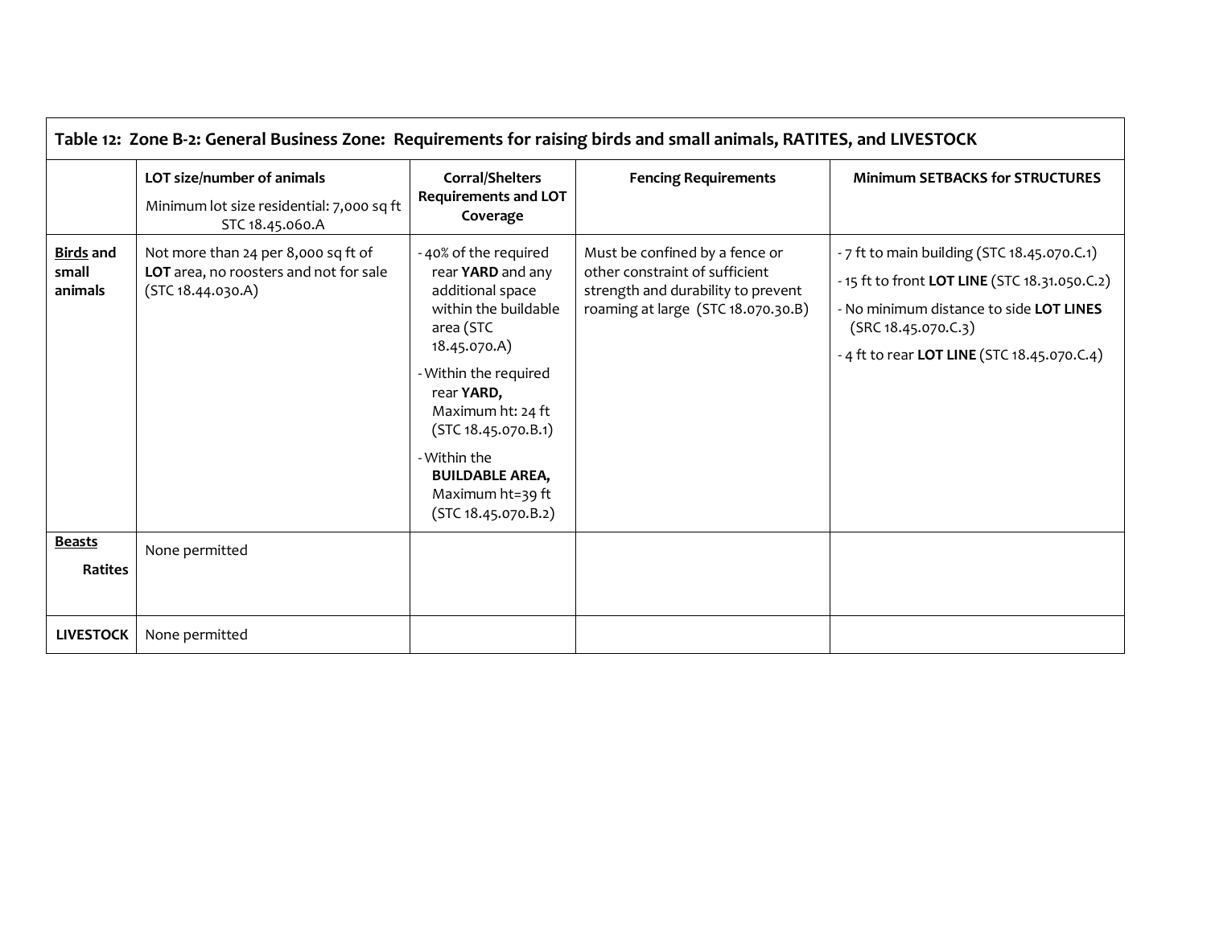| Table 12: Zone B-2: General Business Zone: Requirements for raising birds and small animals, RATITES, and LIVESTOCK | | | | |
|---|---|---|---|---|
| | **LOT size/number of animals**<br>Minimum lot size residential: 7,000 sq ft STC 18.45.060.A | **Corral/Shelters Requirements and LOT Coverage** | **Fencing Requirements** | **Minimum SETBACKS for STRUCTURES** |
| **Birds and small animals** | Not more than 24 per 8,000 sq ft of **LOT** area, no roosters and not for sale (STC 18.44.030.A) | - 40% of the required rear **YARD** and any additional space within the buildable area (STC 18.45.070.A)<br>- Within the required rear **YARD,** Maximum ht: 24 ft (STC 18.45.070.B.1)<br>- Within the **BUILDABLE AREA,** Maximum ht=39 ft (STC 18.45.470.B.2) | Must be confined by a fence or other constraint of sufficient strength and durability to prevent roaming at large (STC 18.070.30.B) | - 7 ft to main building (STC 18.45.070.C.1)<br>- 15 ft to front **LOT LINE** (STC 18.31.050.C.2)<br>- No minimum distance to side **LOT LINES** (SRC 18.45.070.C.3)<br>- 4 ft to rear **LOT LINE** (STC 18.45.070.C.4) |
| **Beasts**<br>**Ratites** | None permitted | | | |
| **LIVESTOCK** | None permitted | | | |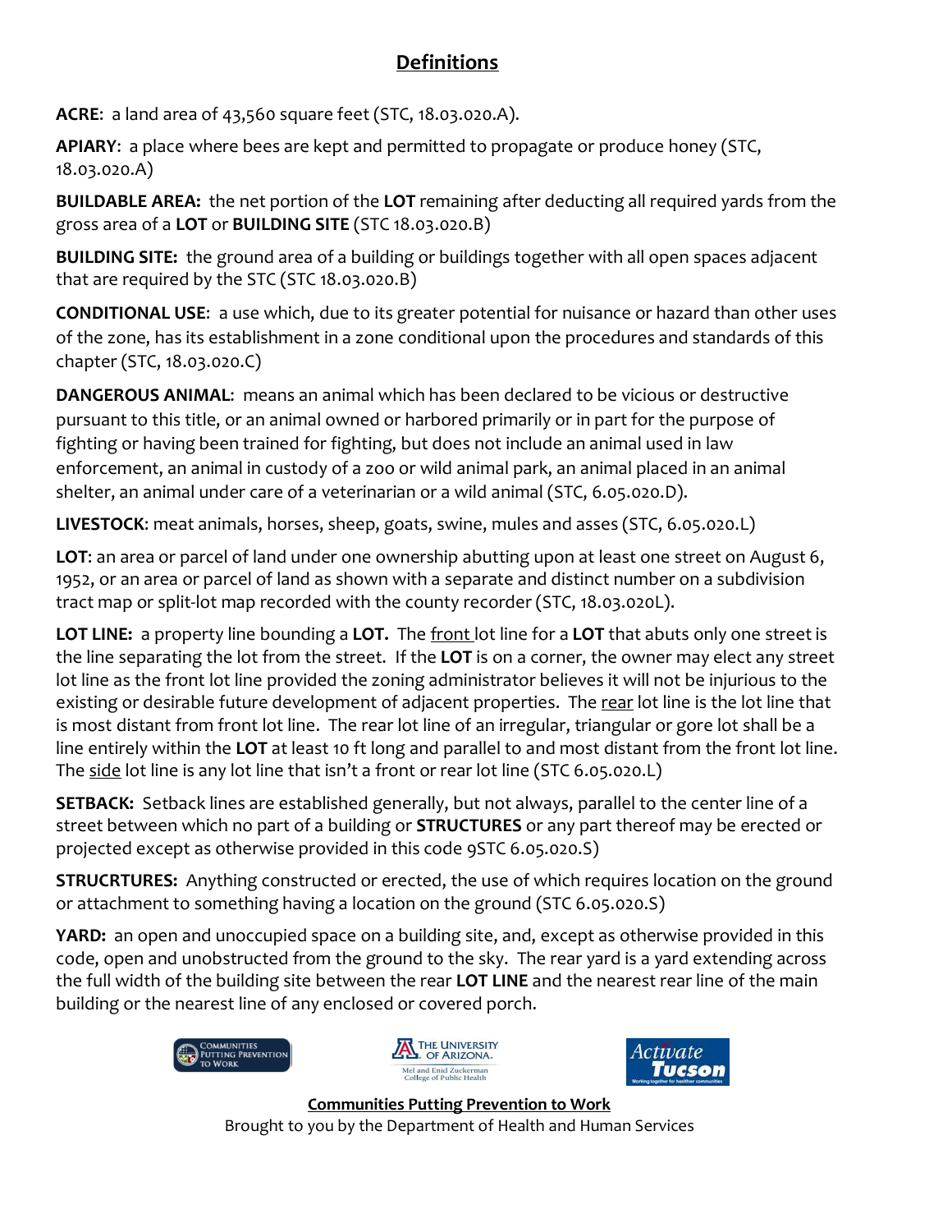## Definitions

**ACRE**: a land area of 43,560 square feet (STC, 18.03.020.A).

**APIARY**: a place where bees are kept and permitted to propagate or produce honey (STC, 18.03.020.A)

**BUILDABLE AREA:** the net portion of the **LOT** remaining after deducting all required yards from the gross area of a **LOT** or **BUILDING SITE** (STC 18.03.020.B)

**BUILDING SITE:** the ground area of a building or buildings together with all open spaces adjacent that are required by the STC (STC 18.03.020.B)

**CONDITIONAL USE**: a use which, due to its greater potential for nuisance or hazard than other uses of the zone, has its establishment in a zone conditional upon the procedures and standards of this chapter (STC, 18.03.020.C)

**DANGEROUS ANIMAL**: means an animal which has been declared to be vicious or destructive pursuant to this title, or an animal owned or harbored primarily or in part for the purpose of fighting or having been trained for fighting, but does not include an animal used in law enforcement, an animal in custody of a zoo or wild animal park, an animal placed in an animal shelter, an animal under care of a veterinarian or a wild animal (STC, 6.05.020.D).

**LIVESTOCK**: meat animals, horses, sheep, goats, swine, mules and asses (STC, 6.05.020.L)

**LOT**: an area or parcel of land under one ownership abutting upon at least one street on August 6, 1952, or an area or parcel of land as shown with a separate and distinct number on a subdivision tract map or split-lot map recorded with the county recorder (STC, 18.03.020L).

**LOT LINE:** a property line bounding a **LOT**. The front lot line for a **LOT** that abuts only one street is the line separating the lot from the street. If the **LOT** is on a corner, the owner may elect any street lot line as the front lot line provided the zoning administrator believes it will not be injurious to the existing or desirable future development of adjacent properties. The rear lot line is the lot line that is most distant from front lot line. The rear lot line of an irregular, triangular or gore lot shall be a line entirely within the **LOT** at least 10 ft long and parallel to and most distant from the front lot line. The side lot line is any lot line that isn't a front or rear lot line (STC 6.05.020.L)

**SETBACK:** Setback lines are established generally, but not always, parallel to the center line of a street between which no part of a building or **STRUCTURES** or any part thereof may be erected or projected except as otherwise provided in this code 9STC 6.05.020.S)

**STRUCRTURES:** Anything constructed or erected, the use of which requires location on the ground or attachment to something having a location on the ground (STC 6.05.020.S)

**YARD:** an open and unoccupied space on a building site, and, except as otherwise provided in this code, open and unobstructed from the ground to the sky. The rear yard is a yard extending across the full width of the building site between the rear **LOT LINE** and the nearest rear line of the main building or the nearest line of any enclosed or covered porch.

Communities Putting Prevention to Work

The University of Arizona. Mel and Enid Zuckerman College of Public Health

Activate Tucson

**Communities Putting Prevention to Work**

Brought to you by the Department of Health and Human Services